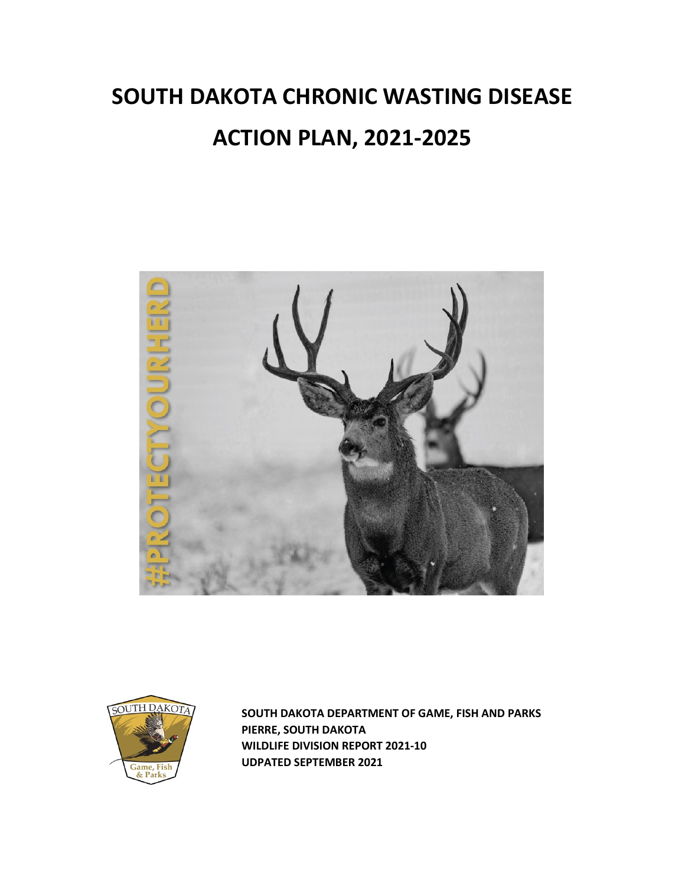# SOUTH DAKOTA CHRONIC WASTING DISEASE ACTION PLAN, 2021-2025

**SOUTH DAKOTA DEPARTMENT OF GAME, FISH AND PARKS**
**PIERRE, SOUTH DAKOTA**
**WILDLIFE DIVISION REPORT 2021-10**
**UDPATED SEPTEMBER 2021**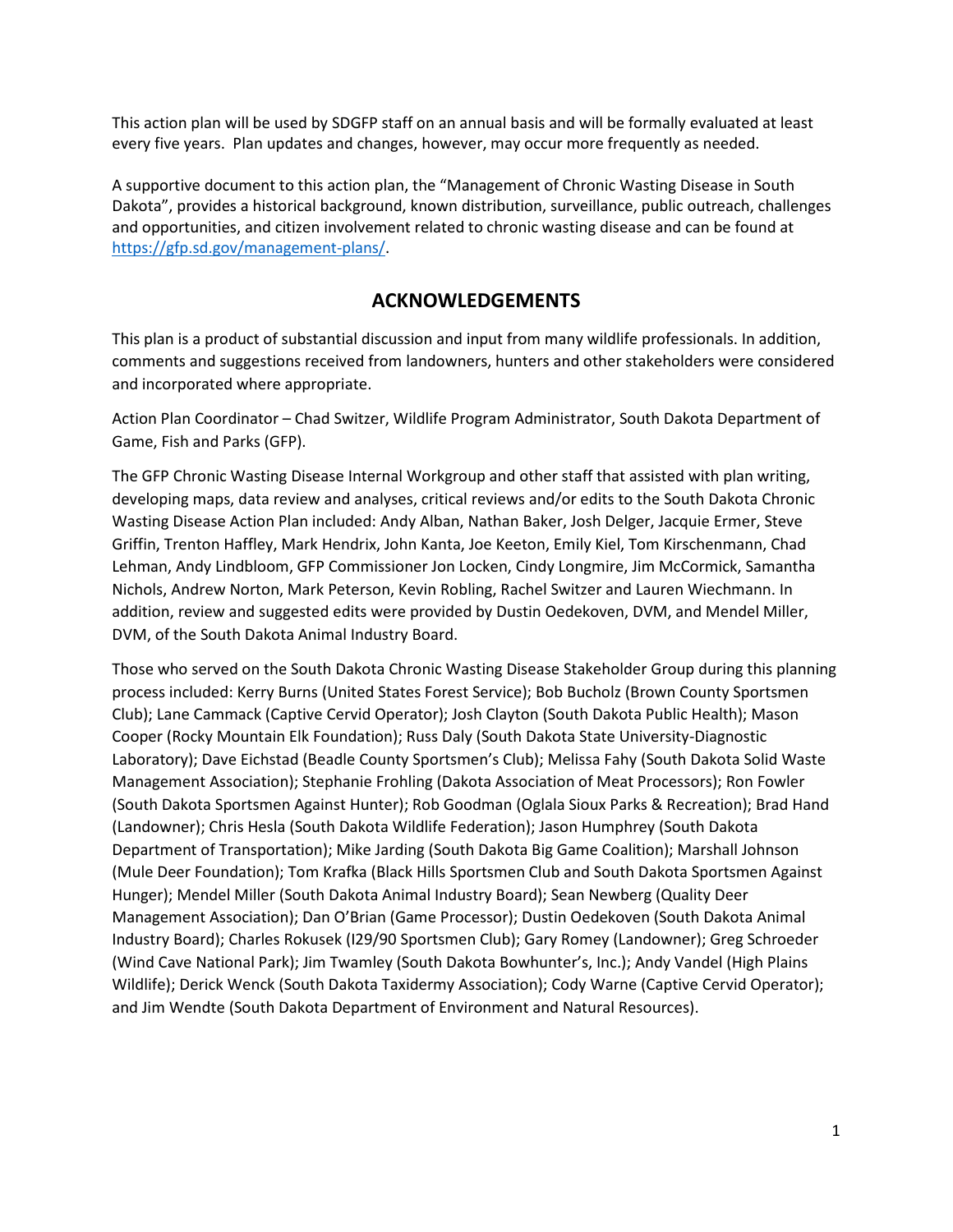This action plan will be used by SDGFP staff on an annual basis and will be formally evaluated at least every five years. Plan updates and changes, however, may occur more frequently as needed.

A supportive document to this action plan, the "Management of Chronic Wasting Disease in South Dakota", provides a historical background, known distribution, surveillance, public outreach, challenges and opportunities, and citizen involvement related to chronic wasting disease and can be found at [https://gfp.sd.gov/management-plans/](https://gfp.sd.gov/management-plans/).

## ACKNOWLEDGEMENTS

This plan is a product of substantial discussion and input from many wildlife professionals. In addition, comments and suggestions received from landowners, hunters and other stakeholders were considered and incorporated where appropriate.

Action Plan Coordinator – Chad Switzer, Wildlife Program Administrator, South Dakota Department of Game, Fish and Parks (GFP).

The GFP Chronic Wasting Disease Internal Workgroup and other staff that assisted with plan writing, developing maps, data review and analyses, critical reviews and/or edits to the South Dakota Chronic Wasting Disease Action Plan included: Andy Alban, Nathan Baker, Josh Delger, Jacquie Ermer, Steve Griffin, Trenton Haffley, Mark Hendrix, John Kanta, Joe Keeton, Emily Kiel, Tom Kirschenmann, Chad Lehman, Andy Lindbloom, GFP Commissioner Jon Locken, Cindy Longmire, Jim McCormick, Samantha Nichols, Andrew Norton, Mark Peterson, Kevin Robling, Rachel Switzer and Lauren Wiechmann. In addition, review and suggested edits were provided by Dustin Oedekoven, DVM, and Mendel Miller, DVM, of the South Dakota Animal Industry Board.

Those who served on the South Dakota Chronic Wasting Disease Stakeholder Group during this planning process included: Kerry Burns (United States Forest Service); Bob Bucholz (Brown County Sportsmen Club); Lane Cammack (Captive Cervid Operator); Josh Clayton (South Dakota Public Health); Mason Cooper (Rocky Mountain Elk Foundation); Russ Daly (South Dakota State University-Diagnostic Laboratory); Dave Eichstad (Beadle County Sportsmen's Club); Melissa Fahy (South Dakota Solid Waste Management Association); Stephanie Frohling (Dakota Association of Meat Processors); Ron Fowler (South Dakota Sportsmen Against Hunter); Rob Goodman (Oglala Sioux Parks & Recreation); Brad Hand (Landowner); Chris Hesla (South Dakota Wildlife Federation); Jason Humphrey (South Dakota Department of Transportation); Mike Jarding (South Dakota Big Game Coalition); Marshall Johnson (Mule Deer Foundation); Tom Krafka (Black Hills Sportsmen Club and South Dakota Sportsmen Against Hunger); Mendel Miller (South Dakota Animal Industry Board); Sean Newberg (Quality Deer Management Association); Dan O'Brian (Game Processor); Dustin Oedekoven (South Dakota Animal Industry Board); Charles Rokusek (I29/90 Sportsmen Club); Gary Romey (Landowner); Greg Schroeder (Wind Cave National Park); Jim Twamley (South Dakota Bowhunter's, Inc.); Andy Vandel (High Plains Wildlife); Derick Wenck (South Dakota Taxidermy Association); Cody Warne (Captive Cervid Operator); and Jim Wendte (South Dakota Department of Environment and Natural Resources).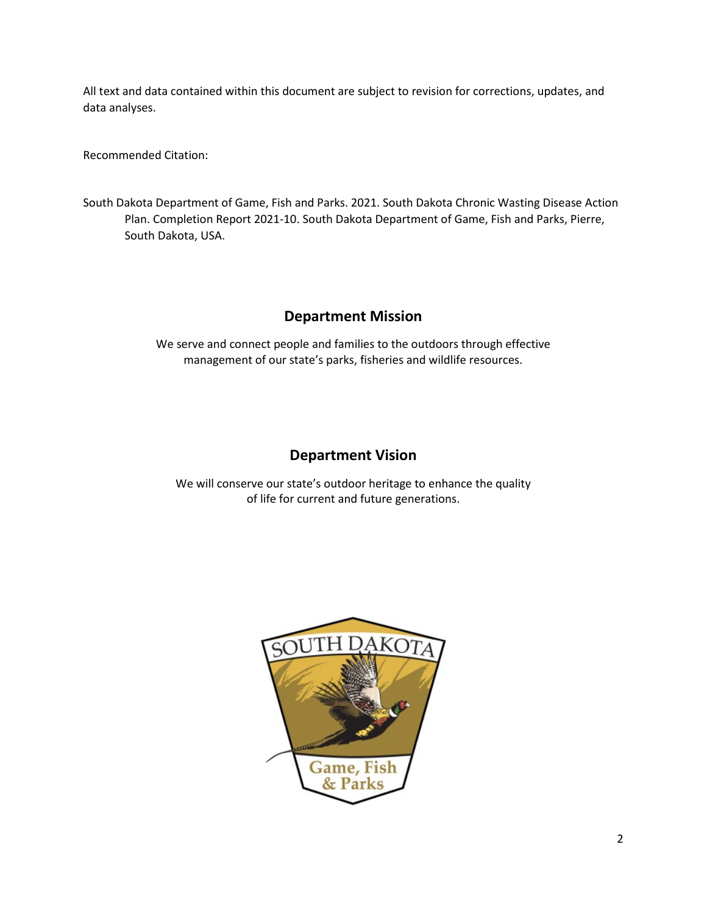All text and data contained within this document are subject to revision for corrections, updates, and data analyses.

Recommended Citation:

South Dakota Department of Game, Fish and Parks. 2021. South Dakota Chronic Wasting Disease Action Plan. Completion Report 2021-10. South Dakota Department of Game, Fish and Parks, Pierre, South Dakota, USA.

## Department Mission

We serve and connect people and families to the outdoors through effective management of our state's parks, fisheries and wildlife resources.

## Department Vision

We will conserve our state's outdoor heritage to enhance the quality of life for current and future generations.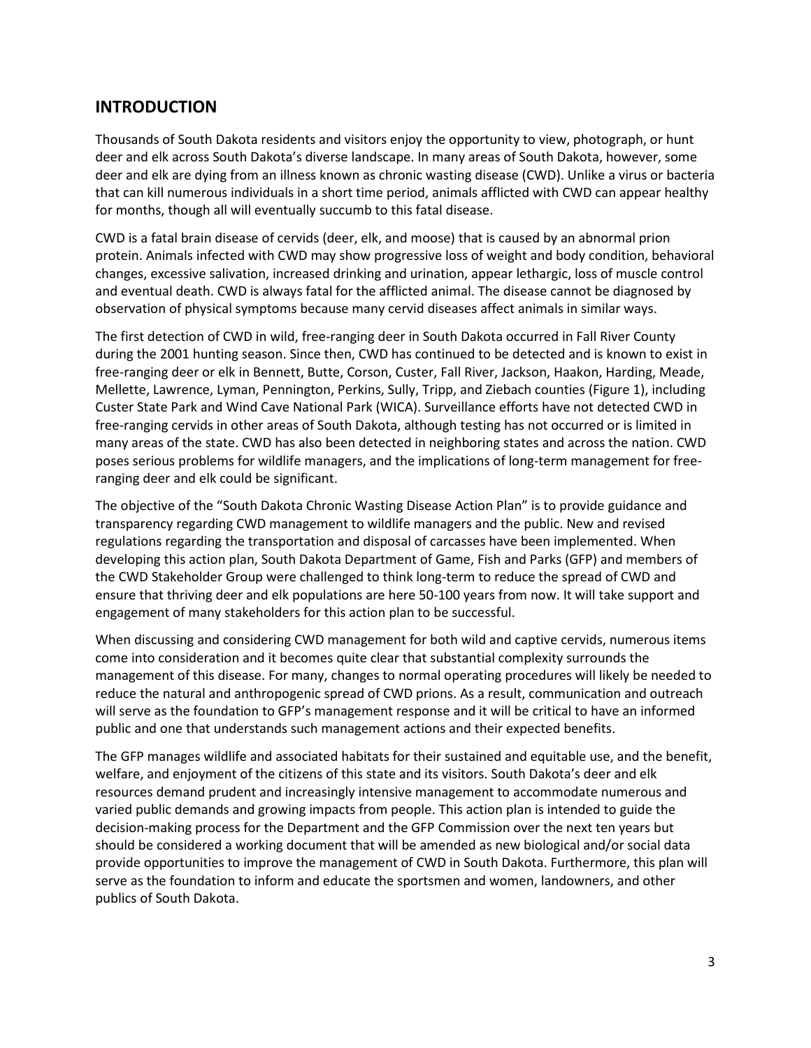## INTRODUCTION

Thousands of South Dakota residents and visitors enjoy the opportunity to view, photograph, or hunt deer and elk across South Dakota's diverse landscape. In many areas of South Dakota, however, some deer and elk are dying from an illness known as chronic wasting disease (CWD). Unlike a virus or bacteria that can kill numerous individuals in a short time period, animals afflicted with CWD can appear healthy for months, though all will eventually succumb to this fatal disease.

CWD is a fatal brain disease of cervids (deer, elk, and moose) that is caused by an abnormal prion protein. Animals infected with CWD may show progressive loss of weight and body condition, behavioral changes, excessive salivation, increased drinking and urination, appear lethargic, loss of muscle control and eventual death. CWD is always fatal for the afflicted animal. The disease cannot be diagnosed by observation of physical symptoms because many cervid diseases affect animals in similar ways.

The first detection of CWD in wild, free-ranging deer in South Dakota occurred in Fall River County during the 2001 hunting season. Since then, CWD has continued to be detected and is known to exist in free-ranging deer or elk in Bennett, Butte, Corson, Custer, Fall River, Jackson, Haakon, Harding, Meade, Mellette, Lawrence, Lyman, Pennington, Perkins, Sully, Tripp, and Ziebach counties (Figure 1), including Custer State Park and Wind Cave National Park (WICA). Surveillance efforts have not detected CWD in free-ranging cervids in other areas of South Dakota, although testing has not occurred or is limited in many areas of the state. CWD has also been detected in neighboring states and across the nation. CWD poses serious problems for wildlife managers, and the implications of long-term management for free-ranging deer and elk could be significant.

The objective of the "South Dakota Chronic Wasting Disease Action Plan" is to provide guidance and transparency regarding CWD management to wildlife managers and the public. New and revised regulations regarding the transportation and disposal of carcasses have been implemented. When developing this action plan, South Dakota Department of Game, Fish and Parks (GFP) and members of the CWD Stakeholder Group were challenged to think long-term to reduce the spread of CWD and ensure that thriving deer and elk populations are here 50-100 years from now. It will take support and engagement of many stakeholders for this action plan to be successful.

When discussing and considering CWD management for both wild and captive cervids, numerous items come into consideration and it becomes quite clear that substantial complexity surrounds the management of this disease. For many, changes to normal operating procedures will likely be needed to reduce the natural and anthropogenic spread of CWD prions. As a result, communication and outreach will serve as the foundation to GFP's management response and it will be critical to have an informed public and one that understands such management actions and their expected benefits.

The GFP manages wildlife and associated habitats for their sustained and equitable use, and the benefit, welfare, and enjoyment of the citizens of this state and its visitors. South Dakota's deer and elk resources demand prudent and increasingly intensive management to accommodate numerous and varied public demands and growing impacts from people. This action plan is intended to guide the decision-making process for the Department and the GFP Commission over the next ten years but should be considered a working document that will be amended as new biological and/or social data provide opportunities to improve the management of CWD in South Dakota. Furthermore, this plan will serve as the foundation to inform and educate the sportsmen and women, landowners, and other publics of South Dakota.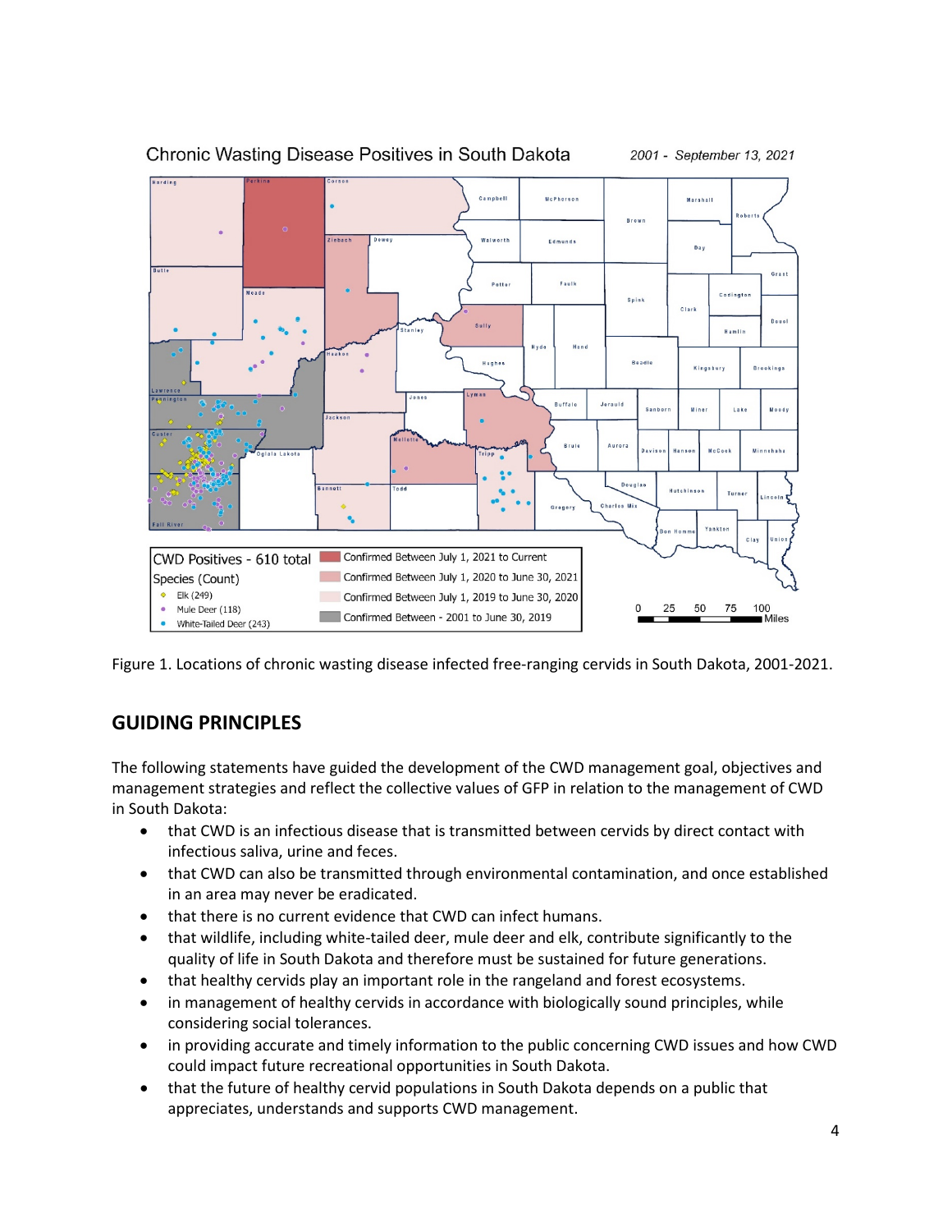Figure 1. Locations of chronic wasting disease infected free-ranging cervids in South Dakota, 2001-2021.

## GUIDING PRINCIPLES

The following statements have guided the development of the CWD management goal, objectives and management strategies and reflect the collective values of GFP in relation to the management of CWD in South Dakota:

- that CWD is an infectious disease that is transmitted between cervids by direct contact with infectious saliva, urine and feces.
- that CWD can also be transmitted through environmental contamination, and once established in an area may never be eradicated.
- that there is no current evidence that CWD can infect humans.
- that wildlife, including white-tailed deer, mule deer and elk, contribute significantly to the quality of life in South Dakota and therefore must be sustained for future generations.
- that healthy cervids play an important role in the rangeland and forest ecosystems.
- in management of healthy cervids in accordance with biologically sound principles, while considering social tolerances.
- in providing accurate and timely information to the public concerning CWD issues and how CWD could impact future recreational opportunities in South Dakota.
- that the future of healthy cervid populations in South Dakota depends on a public that appreciates, understands and supports CWD management.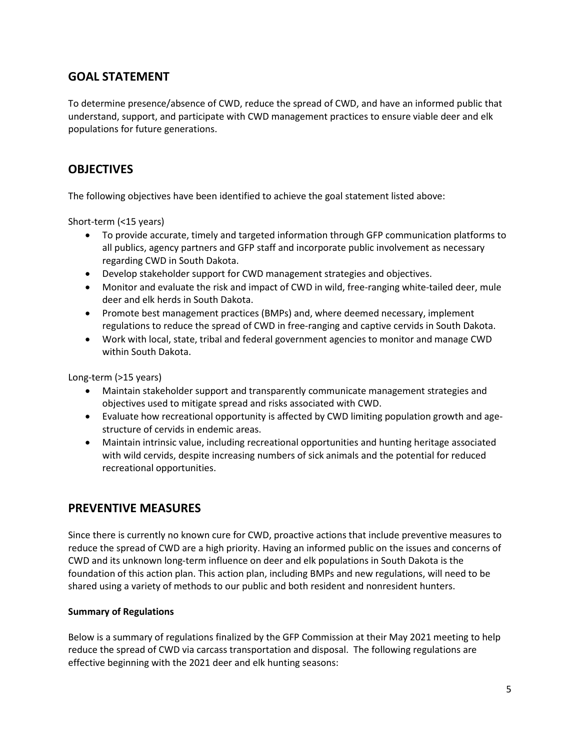## GOAL STATEMENT

To determine presence/absence of CWD, reduce the spread of CWD, and have an informed public that understand, support, and participate with CWD management practices to ensure viable deer and elk populations for future generations.

## OBJECTIVES

The following objectives have been identified to achieve the goal statement listed above:

Short-term (<15 years)

- To provide accurate, timely and targeted information through GFP communication platforms to all publics, agency partners and GFP staff and incorporate public involvement as necessary regarding CWD in South Dakota.
- Develop stakeholder support for CWD management strategies and objectives.
- Monitor and evaluate the risk and impact of CWD in wild, free-ranging white-tailed deer, mule deer and elk herds in South Dakota.
- Promote best management practices (BMPs) and, where deemed necessary, implement regulations to reduce the spread of CWD in free-ranging and captive cervids in South Dakota.
- Work with local, state, tribal and federal government agencies to monitor and manage CWD within South Dakota.

Long-term (>15 years)

- Maintain stakeholder support and transparently communicate management strategies and objectives used to mitigate spread and risks associated with CWD.
- Evaluate how recreational opportunity is affected by CWD limiting population growth and age-structure of cervids in endemic areas.
- Maintain intrinsic value, including recreational opportunities and hunting heritage associated with wild cervids, despite increasing numbers of sick animals and the potential for reduced recreational opportunities.

## PREVENTIVE MEASURES

Since there is currently no known cure for CWD, proactive actions that include preventive measures to reduce the spread of CWD are a high priority. Having an informed public on the issues and concerns of CWD and its unknown long-term influence on deer and elk populations in South Dakota is the foundation of this action plan. This action plan, including BMPs and new regulations, will need to be shared using a variety of methods to our public and both resident and nonresident hunters.

**Summary of Regulations**

Below is a summary of regulations finalized by the GFP Commission at their May 2021 meeting to help reduce the spread of CWD via carcass transportation and disposal. The following regulations are effective beginning with the 2021 deer and elk hunting seasons: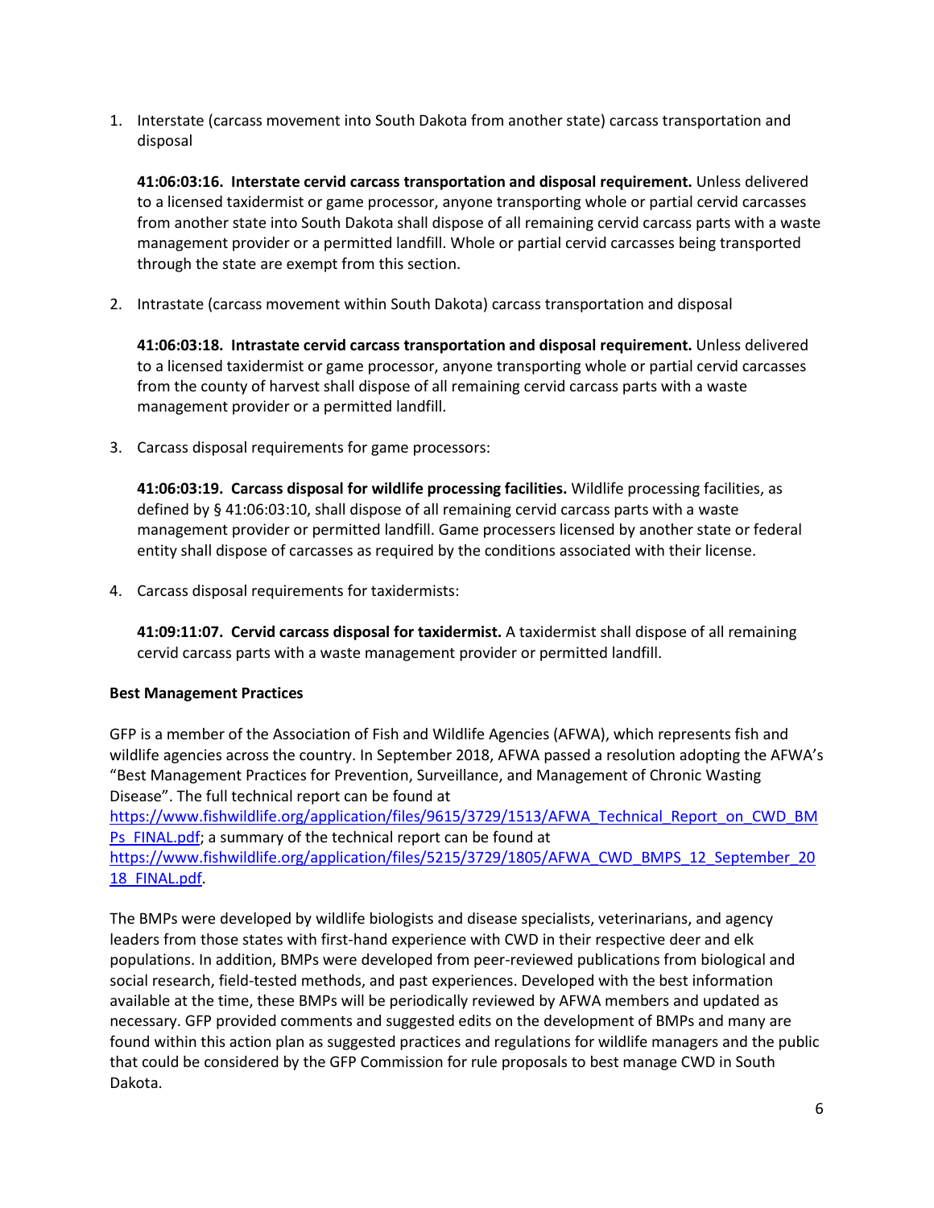1. Interstate (carcass movement into South Dakota from another state) carcass transportation and disposal

   **41:06:03:16. Interstate cervid carcass transportation and disposal requirement.** Unless delivered to a licensed taxidermist or game processor, anyone transporting whole or partial cervid carcasses from another state into South Dakota shall dispose of all remaining cervid carcass parts with a waste management provider or a permitted landfill. Whole or partial cervid carcasses being transported through the state are exempt from this section.

2. Intrastate (carcass movement within South Dakota) carcass transportation and disposal

   **41:06:03:18. Intrastate cervid carcass transportation and disposal requirement.** Unless delivered to a licensed taxidermist or game processor, anyone transporting whole or partial cervid carcasses from the county of harvest shall dispose of all remaining cervid carcass parts with a waste management provider or a permitted landfill.

3. Carcass disposal requirements for game processors:

   **41:06:03:19. Carcass disposal for wildlife processing facilities.** Wildlife processing facilities, as defined by § 41:06:03:10, shall dispose of all remaining cervid carcass parts with a waste management provider or permitted landfill. Game processers licensed by another state or federal entity shall dispose of carcasses as required by the conditions associated with their license.

4. Carcass disposal requirements for taxidermists:

   **41:09:11:07. Cervid carcass disposal for taxidermist.** A taxidermist shall dispose of all remaining cervid carcass parts with a waste management provider or permitted landfill.

**Best Management Practices**

GFP is a member of the Association of Fish and Wildlife Agencies (AFWA), which represents fish and wildlife agencies across the country. In September 2018, AFWA passed a resolution adopting the AFWA's "Best Management Practices for Prevention, Surveillance, and Management of Chronic Wasting Disease". The full technical report can be found at https://www.fishwildlife.org/application/files/9615/3729/1513/AFWA_Technical_Report_on_CWD_BMPs_FINAL.pdf; a summary of the technical report can be found at https://www.fishwildlife.org/application/files/5215/3729/1805/AFWA_CWD_BMPS_12_September_2018_FINAL.pdf.

The BMPs were developed by wildlife biologists and disease specialists, veterinarians, and agency leaders from those states with first-hand experience with CWD in their respective deer and elk populations. In addition, BMPs were developed from peer-reviewed publications from biological and social research, field-tested methods, and past experiences. Developed with the best information available at the time, these BMPs will be periodically reviewed by AFWA members and updated as necessary. GFP provided comments and suggested edits on the development of BMPs and many are found within this action plan as suggested practices and regulations for wildlife managers and the public that could be considered by the GFP Commission for rule proposals to best manage CWD in South Dakota.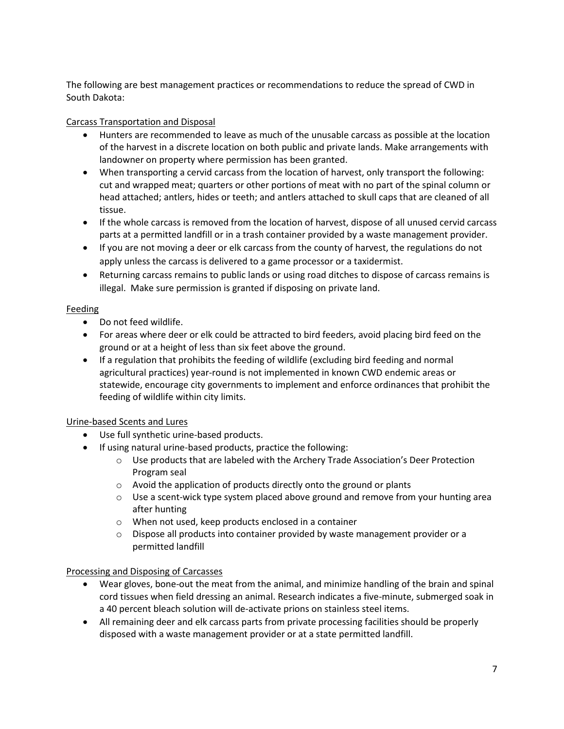The following are best management practices or recommendations to reduce the spread of CWD in South Dakota:

Carcass Transportation and Disposal

- Hunters are recommended to leave as much of the unusable carcass as possible at the location of the harvest in a discrete location on both public and private lands. Make arrangements with landowner on property where permission has been granted.
- When transporting a cervid carcass from the location of harvest, only transport the following: cut and wrapped meat; quarters or other portions of meat with no part of the spinal column or head attached; antlers, hides or teeth; and antlers attached to skull caps that are cleaned of all tissue.
- If the whole carcass is removed from the location of harvest, dispose of all unused cervid carcass parts at a permitted landfill or in a trash container provided by a waste management provider.
- If you are not moving a deer or elk carcass from the county of harvest, the regulations do not apply unless the carcass is delivered to a game processor or a taxidermist.
- Returning carcass remains to public lands or using road ditches to dispose of carcass remains is illegal. Make sure permission is granted if disposing on private land.

Feeding

- Do not feed wildlife.
- For areas where deer or elk could be attracted to bird feeders, avoid placing bird feed on the ground or at a height of less than six feet above the ground.
- If a regulation that prohibits the feeding of wildlife (excluding bird feeding and normal agricultural practices) year-round is not implemented in known CWD endemic areas or statewide, encourage city governments to implement and enforce ordinances that prohibit the feeding of wildlife within city limits.

Urine-based Scents and Lures

- Use full synthetic urine-based products.
- If using natural urine-based products, practice the following:
    - Use products that are labeled with the Archery Trade Association's Deer Protection Program seal
    - Avoid the application of products directly onto the ground or plants
    - Use a scent-wick type system placed above ground and remove from your hunting area after hunting
    - When not used, keep products enclosed in a container
    - Dispose all products into container provided by waste management provider or a permitted landfill

Processing and Disposing of Carcasses

- Wear gloves, bone-out the meat from the animal, and minimize handling of the brain and spinal cord tissues when field dressing an animal. Research indicates a five-minute, submerged soak in a 40 percent bleach solution will de-activate prions on stainless steel items.
- All remaining deer and elk carcass parts from private processing facilities should be properly disposed with a waste management provider or at a state permitted landfill.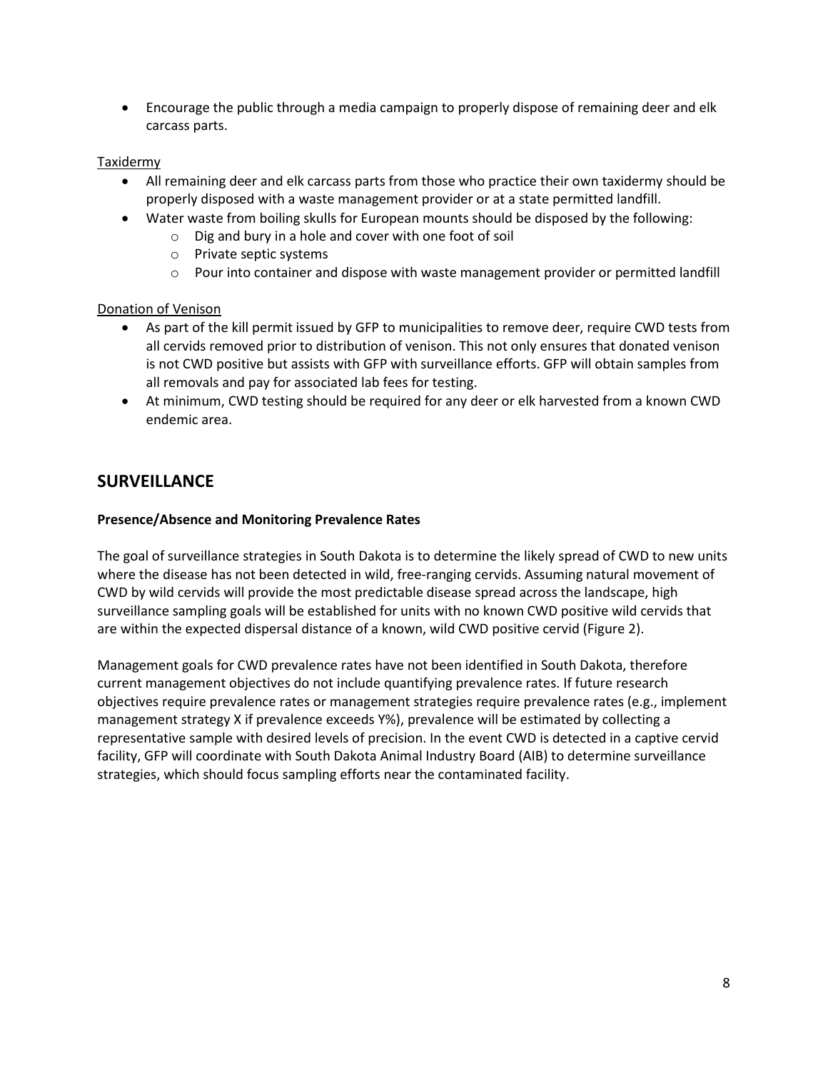- Encourage the public through a media campaign to properly dispose of remaining deer and elk carcass parts.

Taxidermy

- All remaining deer and elk carcass parts from those who practice their own taxidermy should be properly disposed with a waste management provider or at a state permitted landfill.
- Water waste from boiling skulls for European mounts should be disposed by the following:
    - Dig and bury in a hole and cover with one foot of soil
    - Private septic systems
    - Pour into container and dispose with waste management provider or permitted landfill

Donation of Venison

- As part of the kill permit issued by GFP to municipalities to remove deer, require CWD tests from all cervids removed prior to distribution of venison. This not only ensures that donated venison is not CWD positive but assists with GFP with surveillance efforts. GFP will obtain samples from all removals and pay for associated lab fees for testing.
- At minimum, CWD testing should be required for any deer or elk harvested from a known CWD endemic area.

## SURVEILLANCE

**Presence/Absence and Monitoring Prevalence Rates**

The goal of surveillance strategies in South Dakota is to determine the likely spread of CWD to new units where the disease has not been detected in wild, free-ranging cervids. Assuming natural movement of CWD by wild cervids will provide the most predictable disease spread across the landscape, high surveillance sampling goals will be established for units with no known CWD positive wild cervids that are within the expected dispersal distance of a known, wild CWD positive cervid (Figure 2).

Management goals for CWD prevalence rates have not been identified in South Dakota, therefore current management objectives do not include quantifying prevalence rates. If future research objectives require prevalence rates or management strategies require prevalence rates (e.g., implement management strategy X if prevalence exceeds Y%), prevalence will be estimated by collecting a representative sample with desired levels of precision. In the event CWD is detected in a captive cervid facility, GFP will coordinate with South Dakota Animal Industry Board (AIB) to determine surveillance strategies, which should focus sampling efforts near the contaminated facility.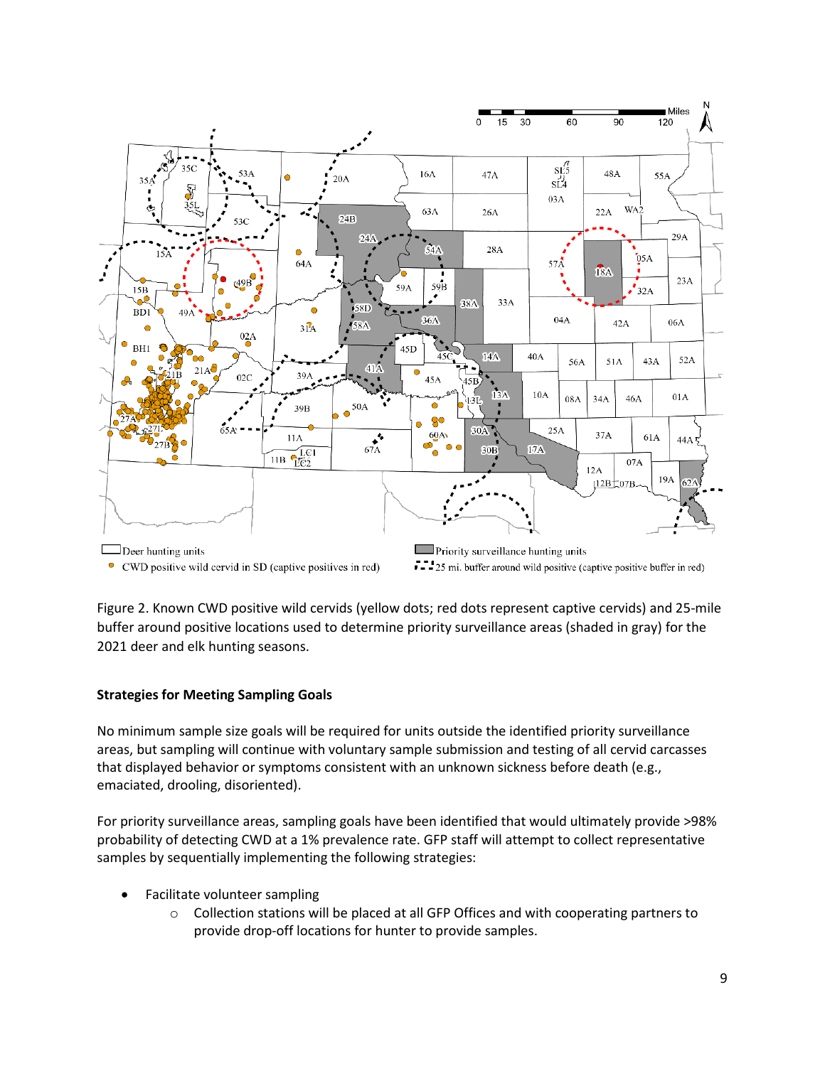Figure 2. Known CWD positive wild cervids (yellow dots; red dots represent captive cervids) and 25-mile buffer around positive locations used to determine priority surveillance areas (shaded in gray) for the 2021 deer and elk hunting seasons.

**Strategies for Meeting Sampling Goals**

No minimum sample size goals will be required for units outside the identified priority surveillance areas, but sampling will continue with voluntary sample submission and testing of all cervid carcasses that displayed behavior or symptoms consistent with an unknown sickness before death (e.g., emaciated, drooling, disoriented).

For priority surveillance areas, sampling goals have been identified that would ultimately provide >98% probability of detecting CWD at a 1% prevalence rate. GFP staff will attempt to collect representative samples by sequentially implementing the following strategies:

- Facilitate volunteer sampling
  - Collection stations will be placed at all GFP Offices and with cooperating partners to provide drop-off locations for hunter to provide samples.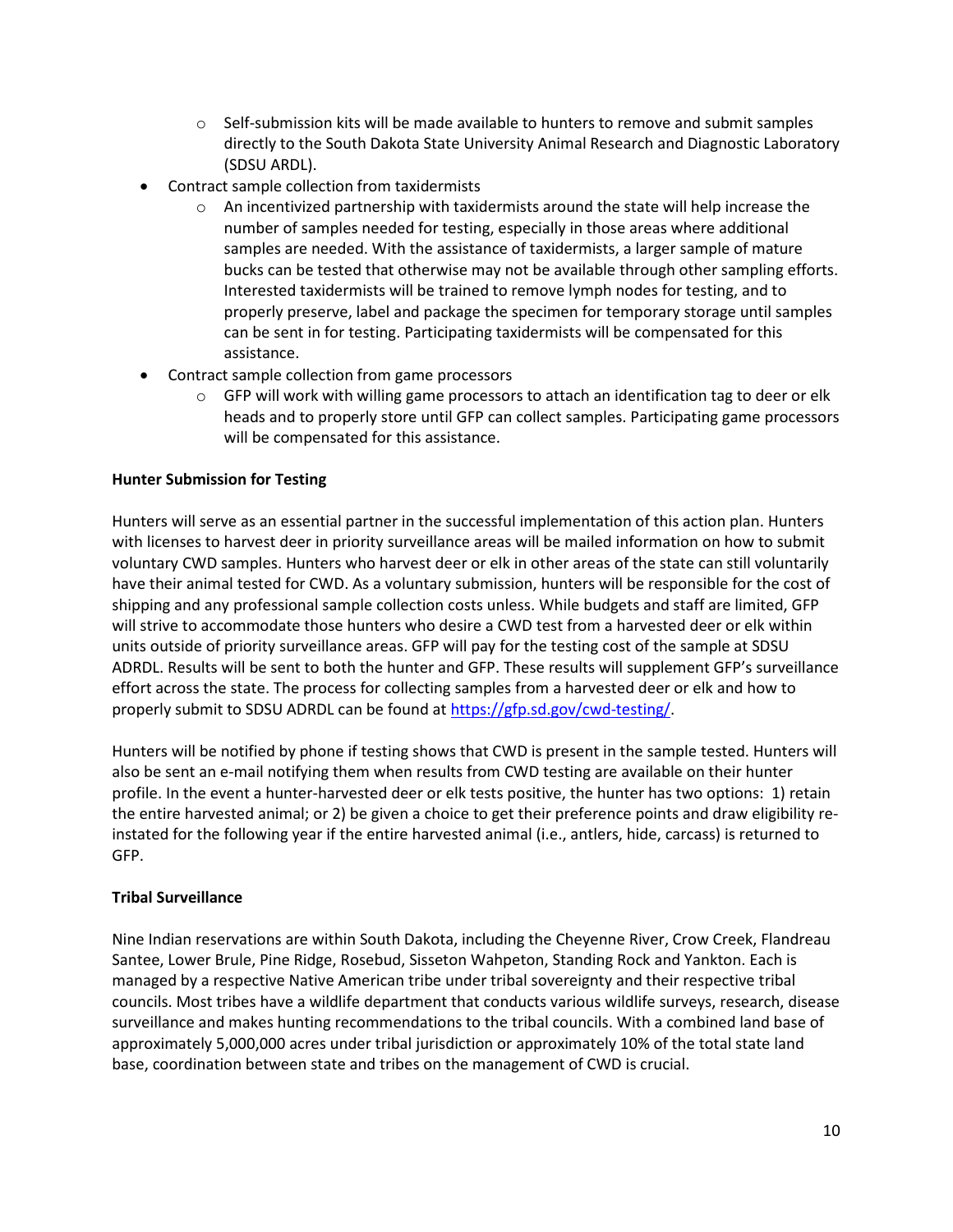- Self-submission kits will be made available to hunters to remove and submit samples directly to the South Dakota State University Animal Research and Diagnostic Laboratory (SDSU ARDL).
- Contract sample collection from taxidermists
  - An incentivized partnership with taxidermists around the state will help increase the number of samples needed for testing, especially in those areas where additional samples are needed. With the assistance of taxidermists, a larger sample of mature bucks can be tested that otherwise may not be available through other sampling efforts. Interested taxidermists will be trained to remove lymph nodes for testing, and to properly preserve, label and package the specimen for temporary storage until samples can be sent in for testing. Participating taxidermists will be compensated for this assistance.
- Contract sample collection from game processors
  - GFP will work with willing game processors to attach an identification tag to deer or elk heads and to properly store until GFP can collect samples. Participating game processors will be compensated for this assistance.

**Hunter Submission for Testing**

Hunters will serve as an essential partner in the successful implementation of this action plan. Hunters with licenses to harvest deer in priority surveillance areas will be mailed information on how to submit voluntary CWD samples. Hunters who harvest deer or elk in other areas of the state can still voluntarily have their animal tested for CWD. As a voluntary submission, hunters will be responsible for the cost of shipping and any professional sample collection costs unless. While budgets and staff are limited, GFP will strive to accommodate those hunters who desire a CWD test from a harvested deer or elk within units outside of priority surveillance areas. GFP will pay for the testing cost of the sample at SDSU ADRDL. Results will be sent to both the hunter and GFP. These results will supplement GFP's surveillance effort across the state. The process for collecting samples from a harvested deer or elk and how to properly submit to SDSU ADRDL can be found at https://gfp.sd.gov/cwd-testing/.

Hunters will be notified by phone if testing shows that CWD is present in the sample tested. Hunters will also be sent an e-mail notifying them when results from CWD testing are available on their hunter profile. In the event a hunter-harvested deer or elk tests positive, the hunter has two options: 1) retain the entire harvested animal; or 2) be given a choice to get their preference points and draw eligibility re-instated for the following year if the entire harvested animal (i.e., antlers, hide, carcass) is returned to GFP.

**Tribal Surveillance**

Nine Indian reservations are within South Dakota, including the Cheyenne River, Crow Creek, Flandreau Santee, Lower Brule, Pine Ridge, Rosebud, Sisseton Wahpeton, Standing Rock and Yankton. Each is managed by a respective Native American tribe under tribal sovereignty and their respective tribal councils. Most tribes have a wildlife department that conducts various wildlife surveys, research, disease surveillance and makes hunting recommendations to the tribal councils. With a combined land base of approximately 5,000,000 acres under tribal jurisdiction or approximately 10% of the total state land base, coordination between state and tribes on the management of CWD is crucial.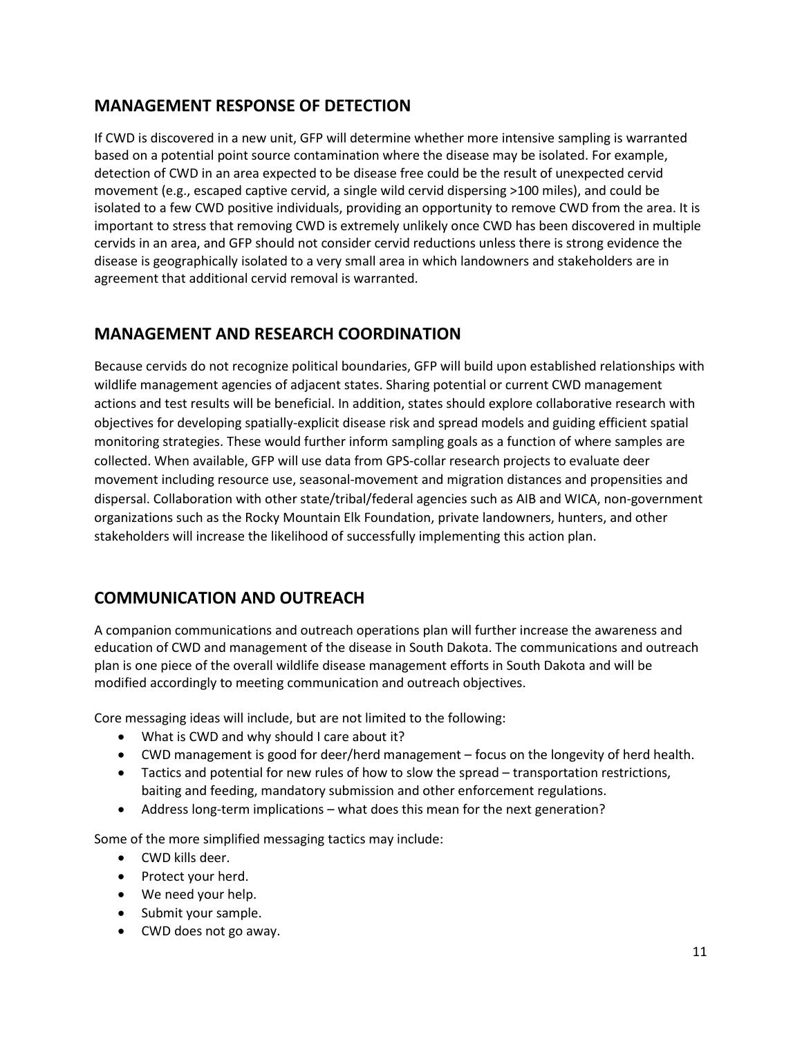## MANAGEMENT RESPONSE OF DETECTION

If CWD is discovered in a new unit, GFP will determine whether more intensive sampling is warranted based on a potential point source contamination where the disease may be isolated. For example, detection of CWD in an area expected to be disease free could be the result of unexpected cervid movement (e.g., escaped captive cervid, a single wild cervid dispersing >100 miles), and could be isolated to a few CWD positive individuals, providing an opportunity to remove CWD from the area. It is important to stress that removing CWD is extremely unlikely once CWD has been discovered in multiple cervids in an area, and GFP should not consider cervid reductions unless there is strong evidence the disease is geographically isolated to a very small area in which landowners and stakeholders are in agreement that additional cervid removal is warranted.

## MANAGEMENT AND RESEARCH COORDINATION

Because cervids do not recognize political boundaries, GFP will build upon established relationships with wildlife management agencies of adjacent states. Sharing potential or current CWD management actions and test results will be beneficial. In addition, states should explore collaborative research with objectives for developing spatially-explicit disease risk and spread models and guiding efficient spatial monitoring strategies. These would further inform sampling goals as a function of where samples are collected. When available, GFP will use data from GPS-collar research projects to evaluate deer movement including resource use, seasonal-movement and migration distances and propensities and dispersal. Collaboration with other state/tribal/federal agencies such as AIB and WICA, non-government organizations such as the Rocky Mountain Elk Foundation, private landowners, hunters, and other stakeholders will increase the likelihood of successfully implementing this action plan.

## COMMUNICATION AND OUTREACH

A companion communications and outreach operations plan will further increase the awareness and education of CWD and management of the disease in South Dakota. The communications and outreach plan is one piece of the overall wildlife disease management efforts in South Dakota and will be modified accordingly to meeting communication and outreach objectives.

Core messaging ideas will include, but are not limited to the following:

- What is CWD and why should I care about it?
- CWD management is good for deer/herd management – focus on the longevity of herd health.
- Tactics and potential for new rules of how to slow the spread – transportation restrictions, baiting and feeding, mandatory submission and other enforcement regulations.
- Address long-term implications – what does this mean for the next generation?

Some of the more simplified messaging tactics may include:

- CWD kills deer.
- Protect your herd.
- We need your help.
- Submit your sample.
- CWD does not go away.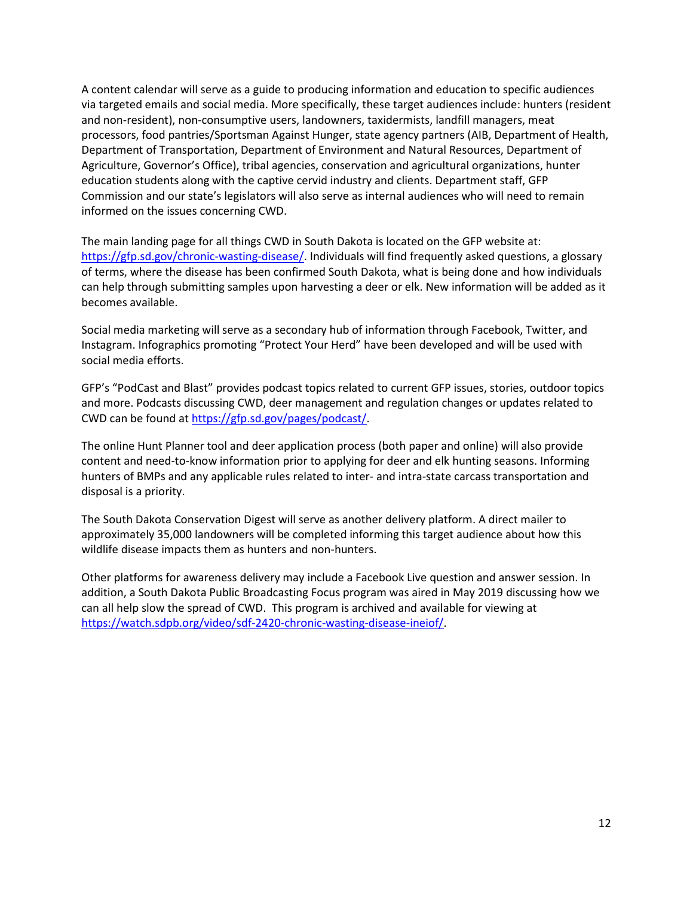A content calendar will serve as a guide to producing information and education to specific audiences via targeted emails and social media. More specifically, these target audiences include: hunters (resident and non-resident), non-consumptive users, landowners, taxidermists, landfill managers, meat processors, food pantries/Sportsman Against Hunger, state agency partners (AIB, Department of Health, Department of Transportation, Department of Environment and Natural Resources, Department of Agriculture, Governor's Office), tribal agencies, conservation and agricultural organizations, hunter education students along with the captive cervid industry and clients. Department staff, GFP Commission and our state's legislators will also serve as internal audiences who will need to remain informed on the issues concerning CWD.

The main landing page for all things CWD in South Dakota is located on the GFP website at: [https://gfp.sd.gov/chronic-wasting-disease/](https://gfp.sd.gov/chronic-wasting-disease/). Individuals will find frequently asked questions, a glossary of terms, where the disease has been confirmed South Dakota, what is being done and how individuals can help through submitting samples upon harvesting a deer or elk. New information will be added as it becomes available.

Social media marketing will serve as a secondary hub of information through Facebook, Twitter, and Instagram. Infographics promoting "Protect Your Herd" have been developed and will be used with social media efforts.

GFP's "PodCast and Blast" provides podcast topics related to current GFP issues, stories, outdoor topics and more. Podcasts discussing CWD, deer management and regulation changes or updates related to CWD can be found at [https://gfp.sd.gov/pages/podcast/](https://gfp.sd.gov/pages/podcast/).

The online Hunt Planner tool and deer application process (both paper and online) will also provide content and need-to-know information prior to applying for deer and elk hunting seasons. Informing hunters of BMPs and any applicable rules related to inter- and intra-state carcass transportation and disposal is a priority.

The South Dakota Conservation Digest will serve as another delivery platform. A direct mailer to approximately 35,000 landowners will be completed informing this target audience about how this wildlife disease impacts them as hunters and non-hunters.

Other platforms for awareness delivery may include a Facebook Live question and answer session. In addition, a South Dakota Public Broadcasting Focus program was aired in May 2019 discussing how we can all help slow the spread of CWD. This program is archived and available for viewing at [https://watch.sdpb.org/video/sdf-2420-chronic-wasting-disease-ineiof/](https://watch.sdpb.org/video/sdf-2420-chronic-wasting-disease-ineiof/).